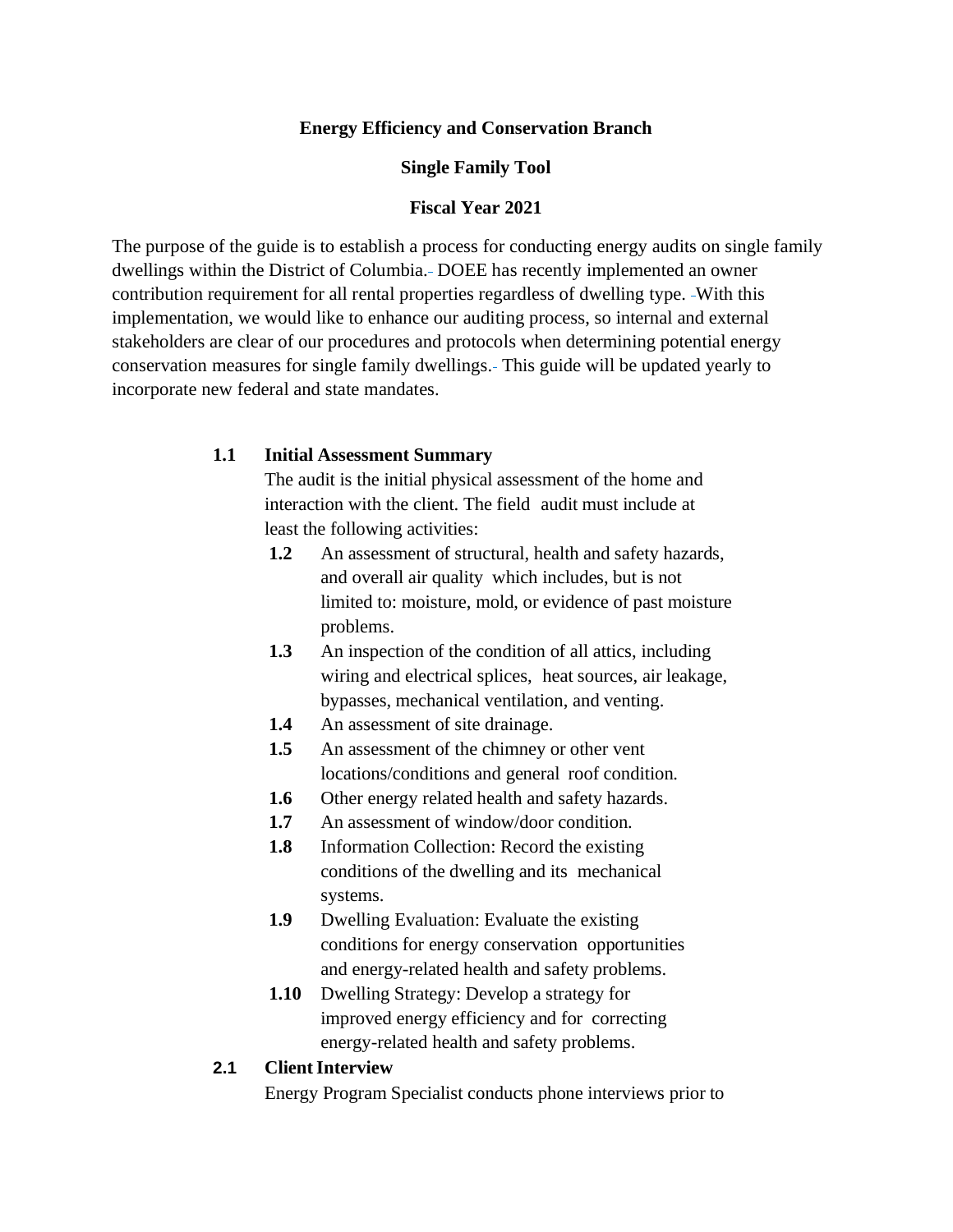**Energy Efficiency and Conservation Branch**

**Single Family Tool**

**Fiscal Year 2021**

The purpose of the guide is to establish a process for conducting energy audits on single family dwellings within the District of Columbia. DOEE has recently implemented an owner contribution requirement for all rental properties regardless of dwelling type. With this implementation, we would like to enhance our auditing process, so internal and external stakeholders are clear of our procedures and protocols when determining potential energy conservation measures for single family dwellings. This guide will be updated yearly to incorporate new federal and state mandates.

**1.1 Initial Assessment Summary**

The audit is the initial physical assessment of the home and interaction with the client. The field audit must include at least the following activities:

- **1.2** An assessment of structural, health and safety hazards, and overall air quality which includes, but is not limited to: moisture, mold, or evidence of past moisture problems.
- **1.3** An inspection of the condition of all attics, including wiring and electrical splices, heat sources, air leakage, bypasses, mechanical ventilation, and venting.
- **1.4** An assessment of site drainage.
- **1.5** An assessment of the chimney or other vent locations/conditions and general roof condition.
- **1.6** Other energy related health and safety hazards.
- **1.7** An assessment of window/door condition.
- **1.8** Information Collection: Record the existing conditions of the dwelling and its mechanical systems.
- **1.9** Dwelling Evaluation: Evaluate the existing conditions for energy conservation opportunities and energy-related health and safety problems.
- **1.10** Dwelling Strategy: Develop a strategy for improved energy efficiency and for correcting energy-related health and safety problems.

**2.1 Client Interview**

Energy Program Specialist conducts phone interviews prior to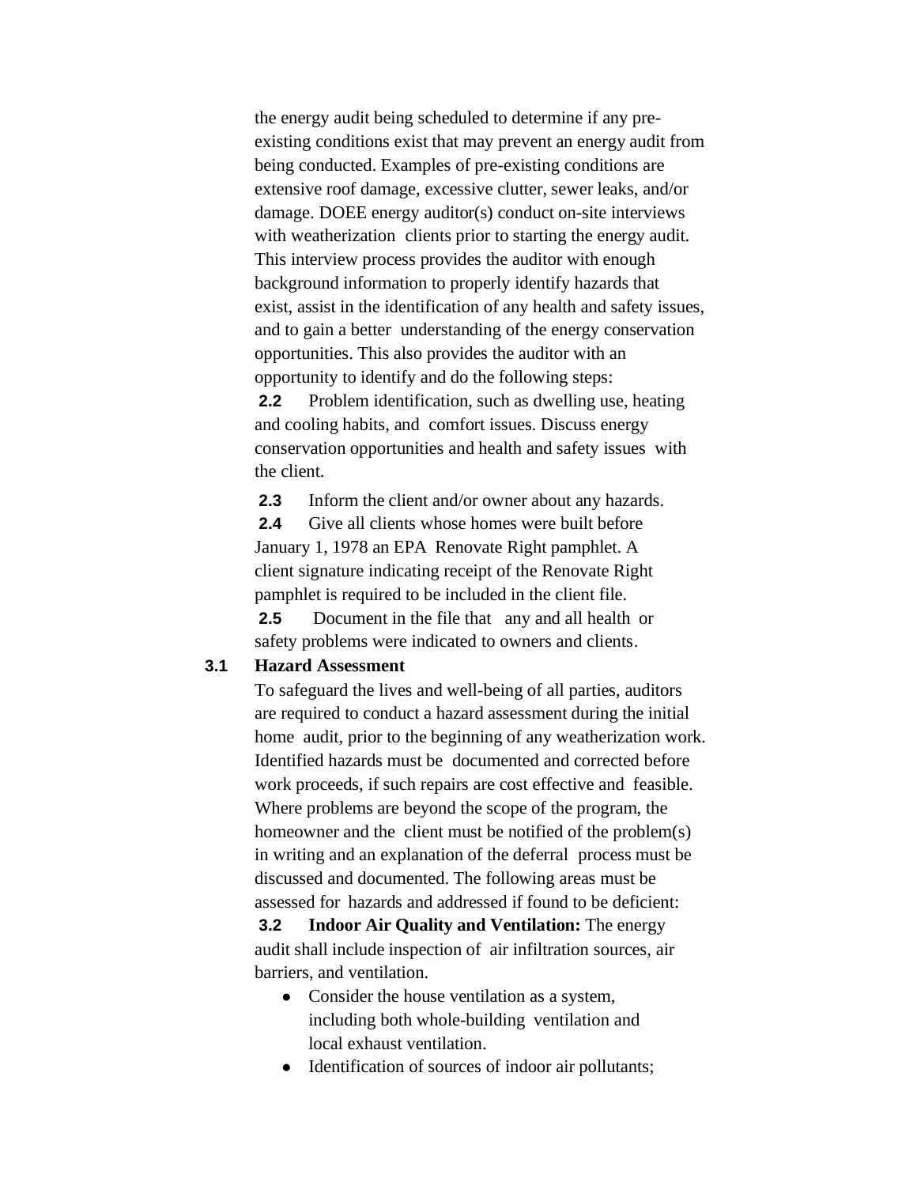the energy audit being scheduled to determine if any pre-existing conditions exist that may prevent an energy audit from being conducted. Examples of pre-existing conditions are extensive roof damage, excessive clutter, sewer leaks, and/or damage. DOEE energy auditor(s) conduct on-site interviews with weatherization clients prior to starting the energy audit. This interview process provides the auditor with enough background information to properly identify hazards that exist, assist in the identification of any health and safety issues, and to gain a better understanding of the energy conservation opportunities. This also provides the auditor with an opportunity to identify and do the following steps:

**2.2** Problem identification, such as dwelling use, heating and cooling habits, and comfort issues. Discuss energy conservation opportunities and health and safety issues with the client.

**2.3** Inform the client and/or owner about any hazards.

**2.4** Give all clients whose homes were built before January 1, 1978 an EPA Renovate Right pamphlet. A client signature indicating receipt of the Renovate Right pamphlet is required to be included in the client file.

**2.5** Document in the file that any and all health or safety problems were indicated to owners and clients.

### 3.1 Hazard Assessment

To safeguard the lives and well-being of all parties, auditors are required to conduct a hazard assessment during the initial home audit, prior to the beginning of any weatherization work. Identified hazards must be documented and corrected before work proceeds, if such repairs are cost effective and feasible. Where problems are beyond the scope of the program, the homeowner and the client must be notified of the problem(s) in writing and an explanation of the deferral process must be discussed and documented. The following areas must be assessed for hazards and addressed if found to be deficient:

**3.2** **Indoor Air Quality and Ventilation:** The energy audit shall include inspection of air infiltration sources, air barriers, and ventilation.

- Consider the house ventilation as a system, including both whole-building ventilation and local exhaust ventilation.
- Identification of sources of indoor air pollutants;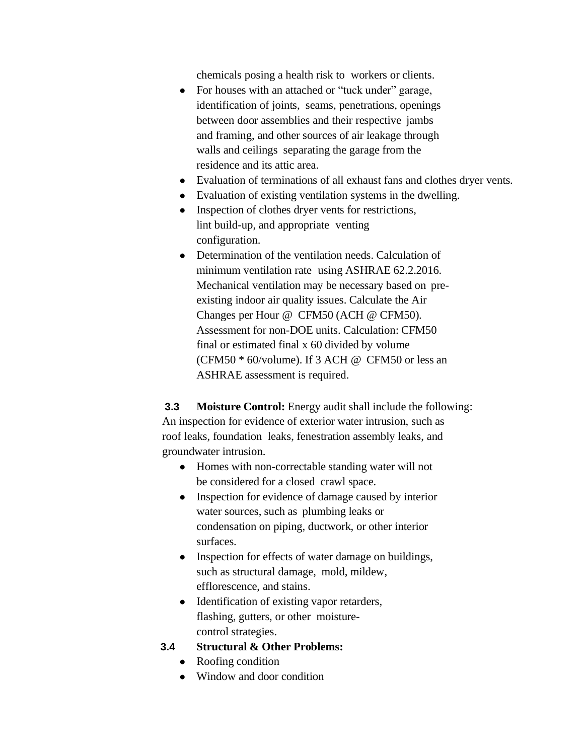chemicals posing a health risk to workers or clients.

- For houses with an attached or "tuck under" garage, identification of joints, seams, penetrations, openings between door assemblies and their respective jambs and framing, and other sources of air leakage through walls and ceilings separating the garage from the residence and its attic area.
- Evaluation of terminations of all exhaust fans and clothes dryer vents.
- Evaluation of existing ventilation systems in the dwelling.
- Inspection of clothes dryer vents for restrictions, lint build-up, and appropriate venting configuration.
- Determination of the ventilation needs. Calculation of minimum ventilation rate using ASHRAE 62.2.2016. Mechanical ventilation may be necessary based on pre-existing indoor air quality issues. Calculate the Air Changes per Hour @ CFM50 (ACH @ CFM50). Assessment for non-DOE units. Calculation: CFM50 final or estimated final x 60 divided by volume (CFM50 * 60/volume). If 3 ACH @ CFM50 or less an ASHRAE assessment is required.

**3.3 Moisture Control:** Energy audit shall include the following: An inspection for evidence of exterior water intrusion, such as roof leaks, foundation leaks, fenestration assembly leaks, and groundwater intrusion.

- Homes with non-correctable standing water will not be considered for a closed crawl space.
- Inspection for evidence of damage caused by interior water sources, such as plumbing leaks or condensation on piping, ductwork, or other interior surfaces.
- Inspection for effects of water damage on buildings, such as structural damage, mold, mildew, efflorescence, and stains.
- Identification of existing vapor retarders, flashing, gutters, or other moisture-control strategies.

**3.4 Structural & Other Problems:**

- Roofing condition
- Window and door condition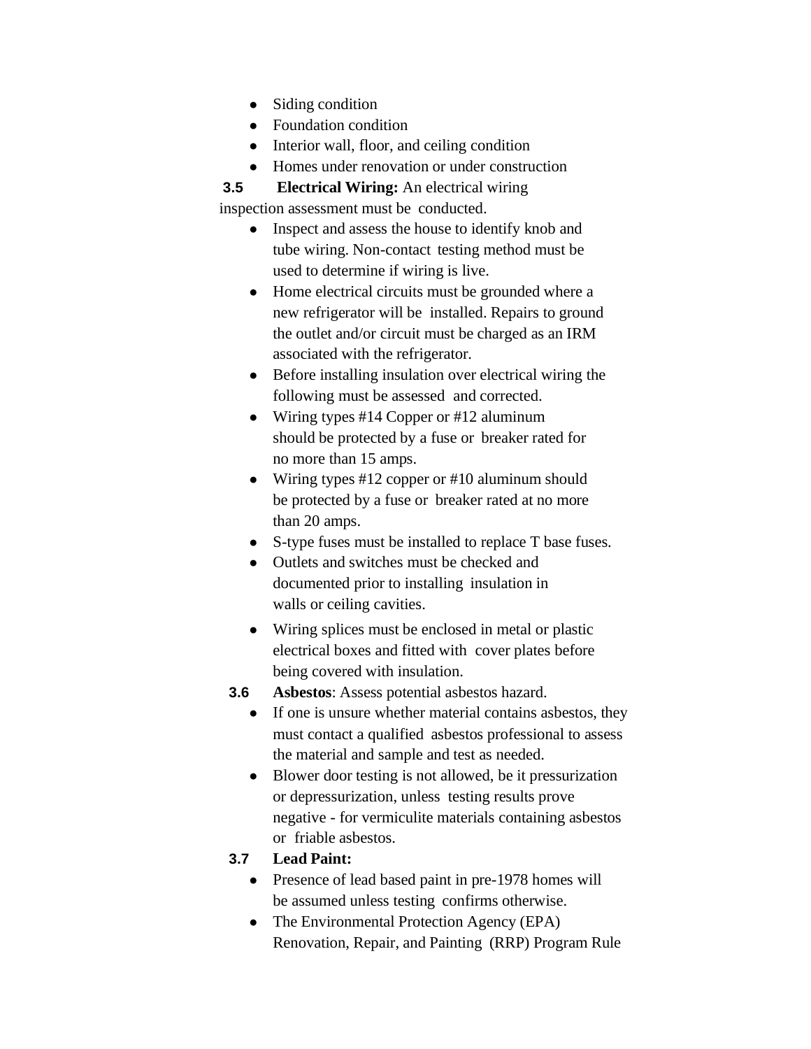- Siding condition
- Foundation condition
- Interior wall, floor, and ceiling condition
- Homes under renovation or under construction

**3.5 Electrical Wiring:** An electrical wiring inspection assessment must be conducted.

- Inspect and assess the house to identify knob and tube wiring. Non-contact testing method must be used to determine if wiring is live.
- Home electrical circuits must be grounded where a new refrigerator will be installed. Repairs to ground the outlet and/or circuit must be charged as an IRM associated with the refrigerator.
- Before installing insulation over electrical wiring the following must be assessed and corrected.
- Wiring types #14 Copper or #12 aluminum should be protected by a fuse or breaker rated for no more than 15 amps.
- Wiring types #12 copper or #10 aluminum should be protected by a fuse or breaker rated at no more than 20 amps.
- S-type fuses must be installed to replace T base fuses.
- Outlets and switches must be checked and documented prior to installing insulation in walls or ceiling cavities.
- Wiring splices must be enclosed in metal or plastic electrical boxes and fitted with cover plates before being covered with insulation.

**3.6 Asbestos**: Assess potential asbestos hazard.

- If one is unsure whether material contains asbestos, they must contact a qualified asbestos professional to assess the material and sample and test as needed.
- Blower door testing is not allowed, be it pressurization or depressurization, unless testing results prove negative - for vermiculite materials containing asbestos or friable asbestos.

**3.7 Lead Paint:**

- Presence of lead based paint in pre-1978 homes will be assumed unless testing confirms otherwise.
- The Environmental Protection Agency (EPA) Renovation, Repair, and Painting (RRP) Program Rule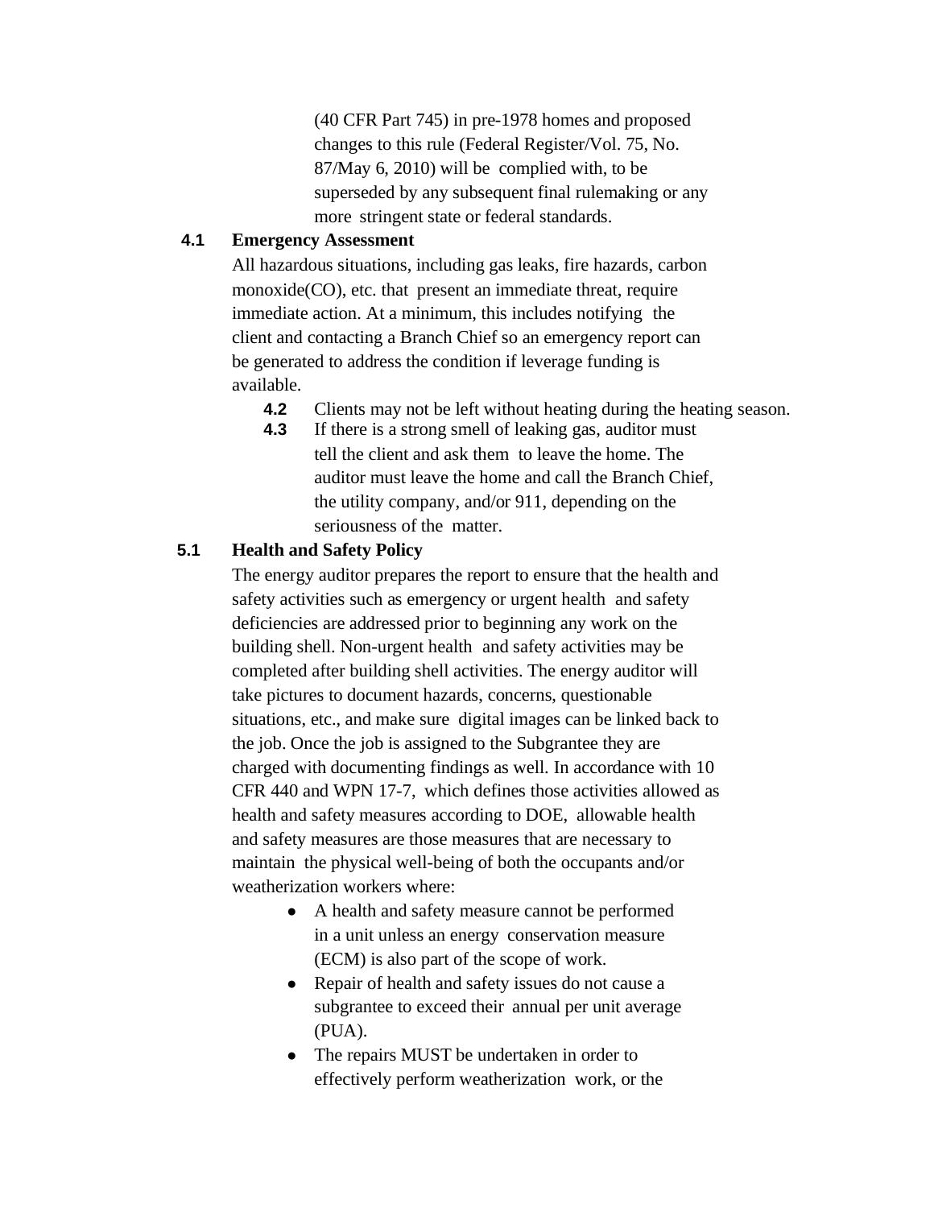(40 CFR Part 745) in pre-1978 homes and proposed changes to this rule (Federal Register/Vol. 75, No. 87/May 6, 2010) will be complied with, to be superseded by any subsequent final rulemaking or any more stringent state or federal standards.

**4.1 Emergency Assessment**

All hazardous situations, including gas leaks, fire hazards, carbon monoxide(CO), etc. that present an immediate threat, require immediate action. At a minimum, this includes notifying the client and contacting a Branch Chief so an emergency report can be generated to address the condition if leverage funding is available.

**4.2** Clients may not be left without heating during the heating season.

**4.3** If there is a strong smell of leaking gas, auditor must tell the client and ask them to leave the home. The auditor must leave the home and call the Branch Chief, the utility company, and/or 911, depending on the seriousness of the matter.

**5.1 Health and Safety Policy**

The energy auditor prepares the report to ensure that the health and safety activities such as emergency or urgent health and safety deficiencies are addressed prior to beginning any work on the building shell. Non-urgent health and safety activities may be completed after building shell activities. The energy auditor will take pictures to document hazards, concerns, questionable situations, etc., and make sure digital images can be linked back to the job. Once the job is assigned to the Subgrantee they are charged with documenting findings as well. In accordance with 10 CFR 440 and WPN 17-7, which defines those activities allowed as health and safety measures according to DOE, allowable health and safety measures are those measures that are necessary to maintain the physical well-being of both the occupants and/or weatherization workers where:

- A health and safety measure cannot be performed in a unit unless an energy conservation measure (ECM) is also part of the scope of work.
- Repair of health and safety issues do not cause a subgrantee to exceed their annual per unit average (PUA).
- The repairs MUST be undertaken in order to effectively perform weatherization work, or the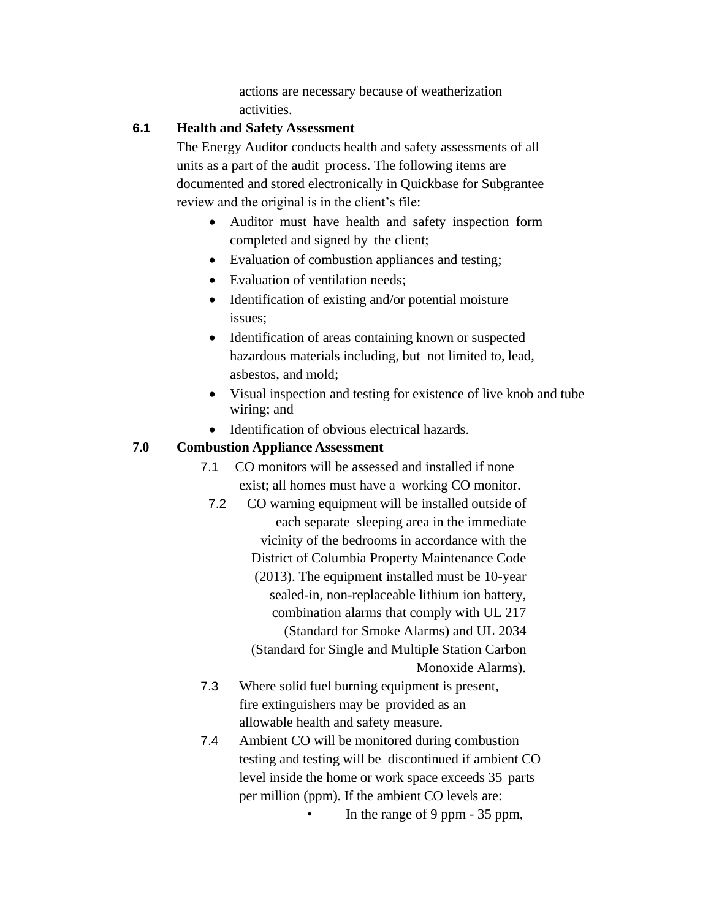actions are necessary because of weatherization activities.

### 6.1 Health and Safety Assessment

The Energy Auditor conducts health and safety assessments of all units as a part of the audit process. The following items are documented and stored electronically in Quickbase for Subgrantee review and the original is in the client's file:

- Auditor must have health and safety inspection form completed and signed by the client;
- Evaluation of combustion appliances and testing;
- Evaluation of ventilation needs;
- Identification of existing and/or potential moisture issues;
- Identification of areas containing known or suspected hazardous materials including, but not limited to, lead, asbestos, and mold;
- Visual inspection and testing for existence of live knob and tube wiring; and
- Identification of obvious electrical hazards.

## 7.0 Combustion Appliance Assessment

7.1 CO monitors will be assessed and installed if none exist; all homes must have a working CO monitor.

7.2 CO warning equipment will be installed outside of each separate sleeping area in the immediate vicinity of the bedrooms in accordance with the District of Columbia Property Maintenance Code (2013). The equipment installed must be 10-year sealed-in, non-replaceable lithium ion battery, combination alarms that comply with UL 217 (Standard for Smoke Alarms) and UL 2034 (Standard for Single and Multiple Station Carbon Monoxide Alarms).

7.3 Where solid fuel burning equipment is present, fire extinguishers may be provided as an allowable health and safety measure.

7.4 Ambient CO will be monitored during combustion testing and testing will be discontinued if ambient CO level inside the home or work space exceeds 35 parts per million (ppm). If the ambient CO levels are:

- In the range of 9 ppm - 35 ppm,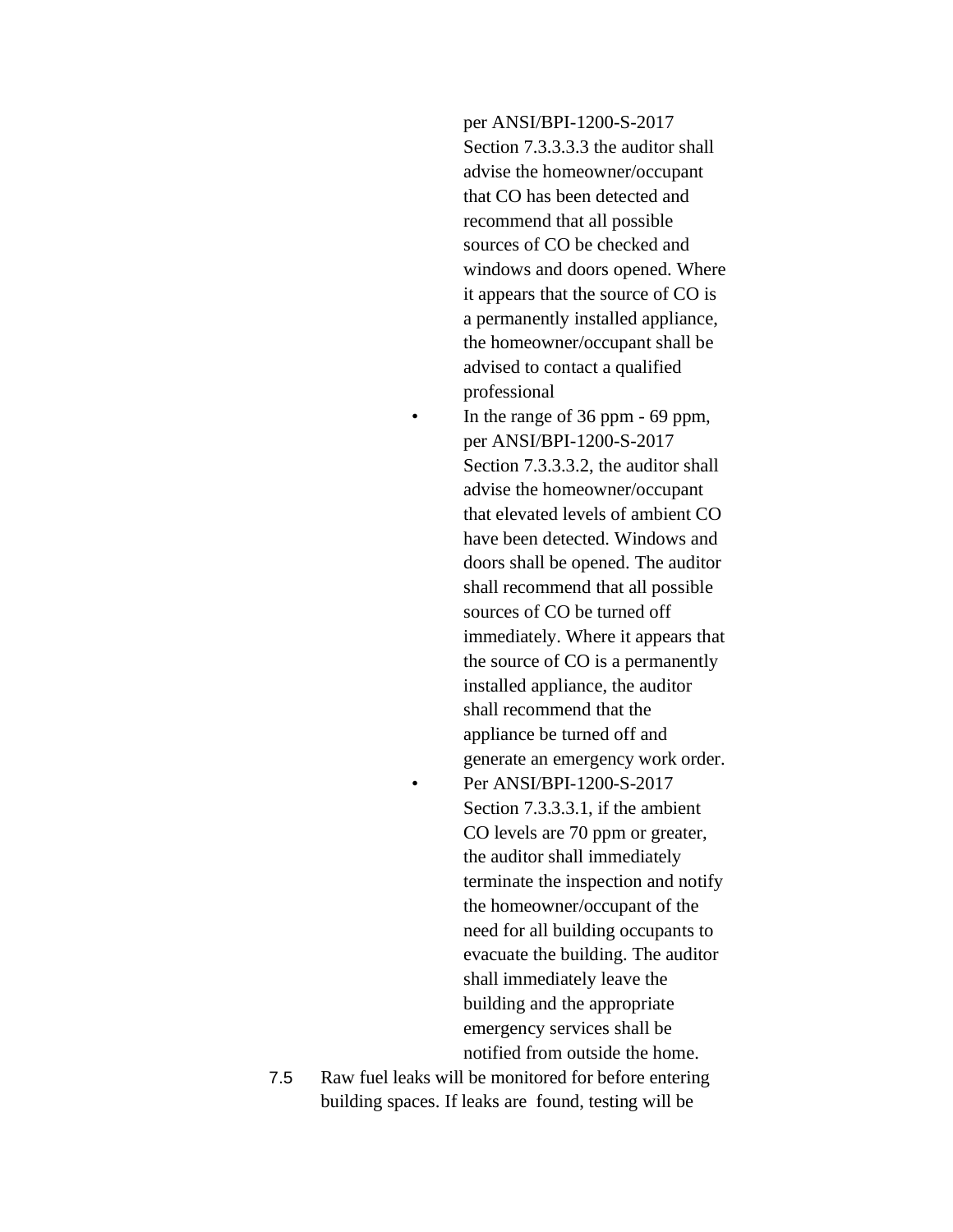per ANSI/BPI-1200-S-2017 Section 7.3.3.3.3 the auditor shall advise the homeowner/occupant that CO has been detected and recommend that all possible sources of CO be checked and windows and doors opened. Where it appears that the source of CO is a permanently installed appliance, the homeowner/occupant shall be advised to contact a qualified professional

- In the range of 36 ppm - 69 ppm, per ANSI/BPI-1200-S-2017 Section 7.3.3.3.2, the auditor shall advise the homeowner/occupant that elevated levels of ambient CO have been detected. Windows and doors shall be opened. The auditor shall recommend that all possible sources of CO be turned off immediately. Where it appears that the source of CO is a permanently installed appliance, the auditor shall recommend that the appliance be turned off and generate an emergency work order.
- Per ANSI/BPI-1200-S-2017 Section 7.3.3.3.1, if the ambient CO levels are 70 ppm or greater, the auditor shall immediately terminate the inspection and notify the homeowner/occupant of the need for all building occupants to evacuate the building. The auditor shall immediately leave the building and the appropriate emergency services shall be notified from outside the home.

7.5 Raw fuel leaks will be monitored for before entering building spaces. If leaks are found, testing will be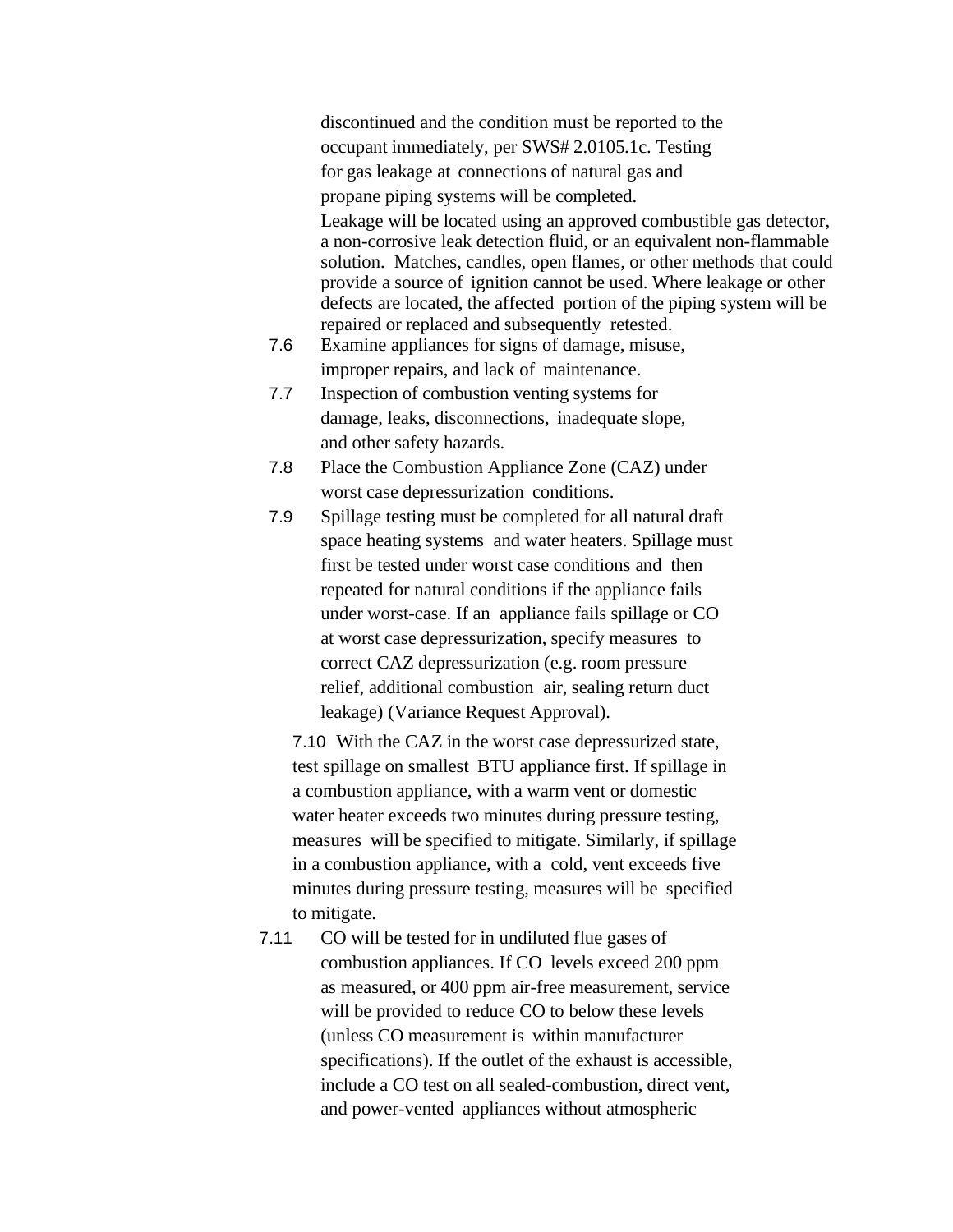discontinued and the condition must be reported to the occupant immediately, per SWS# 2.0105.1c. Testing for gas leakage at connections of natural gas and propane piping systems will be completed.

Leakage will be located using an approved combustible gas detector, a non-corrosive leak detection fluid, or an equivalent non-flammable solution. Matches, candles, open flames, or other methods that could provide a source of ignition cannot be used. Where leakage or other defects are located, the affected portion of the piping system will be repaired or replaced and subsequently retested.

7.6 Examine appliances for signs of damage, misuse, improper repairs, and lack of maintenance.

7.7 Inspection of combustion venting systems for damage, leaks, disconnections, inadequate slope, and other safety hazards.

7.8 Place the Combustion Appliance Zone (CAZ) under worst case depressurization conditions.

7.9 Spillage testing must be completed for all natural draft space heating systems and water heaters. Spillage must first be tested under worst case conditions and then repeated for natural conditions if the appliance fails under worst-case. If an appliance fails spillage or CO at worst case depressurization, specify measures to correct CAZ depressurization (e.g. room pressure relief, additional combustion air, sealing return duct leakage) (Variance Request Approval).

7.10 With the CAZ in the worst case depressurized state, test spillage on smallest BTU appliance first. If spillage in a combustion appliance, with a warm vent or domestic water heater exceeds two minutes during pressure testing, measures will be specified to mitigate. Similarly, if spillage in a combustion appliance, with a cold, vent exceeds five minutes during pressure testing, measures will be specified to mitigate.

7.11 CO will be tested for in undiluted flue gases of combustion appliances. If CO levels exceed 200 ppm as measured, or 400 ppm air-free measurement, service will be provided to reduce CO to below these levels (unless CO measurement is within manufacturer specifications). If the outlet of the exhaust is accessible, include a CO test on all sealed-combustion, direct vent, and power-vented appliances without atmospheric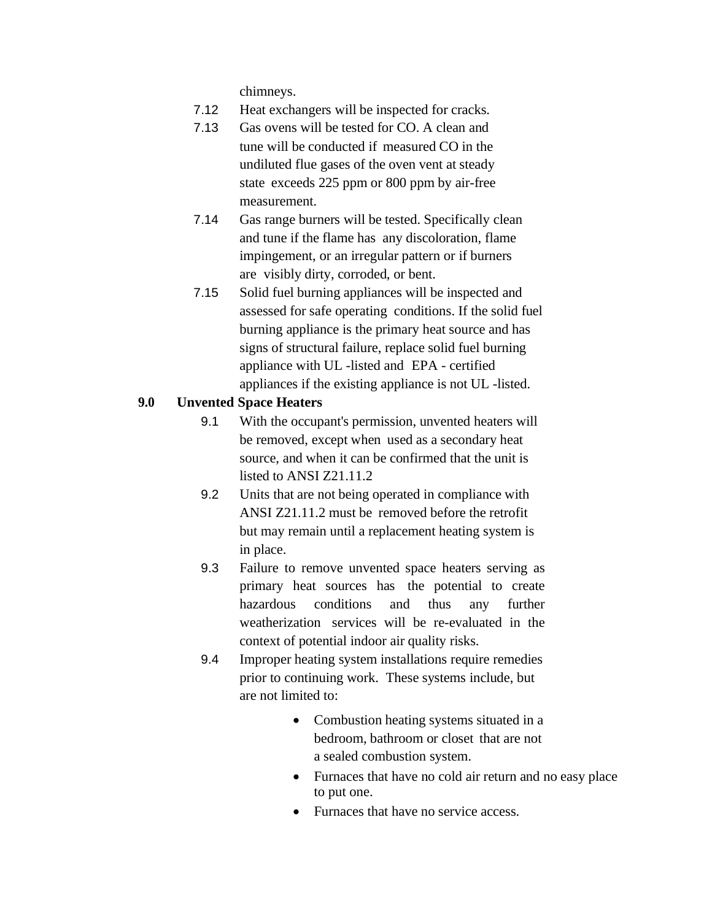chimneys.

7.12 Heat exchangers will be inspected for cracks.

7.13 Gas ovens will be tested for CO. A clean and tune will be conducted if measured CO in the undiluted flue gases of the oven vent at steady state exceeds 225 ppm or 800 ppm by air-free measurement.

7.14 Gas range burners will be tested. Specifically clean and tune if the flame has any discoloration, flame impingement, or an irregular pattern or if burners are visibly dirty, corroded, or bent.

7.15 Solid fuel burning appliances will be inspected and assessed for safe operating conditions. If the solid fuel burning appliance is the primary heat source and has signs of structural failure, replace solid fuel burning appliance with UL -listed and EPA - certified appliances if the existing appliance is not UL -listed.

## 9.0 Unvented Space Heaters

9.1 With the occupant's permission, unvented heaters will be removed, except when used as a secondary heat source, and when it can be confirmed that the unit is listed to ANSI Z21.11.2

9.2 Units that are not being operated in compliance with ANSI Z21.11.2 must be removed before the retrofit but may remain until a replacement heating system is in place.

9.3 Failure to remove unvented space heaters serving as primary heat sources has the potential to create hazardous conditions and thus any further weatherization services will be re-evaluated in the context of potential indoor air quality risks.

9.4 Improper heating system installations require remedies prior to continuing work. These systems include, but are not limited to:

- Combustion heating systems situated in a bedroom, bathroom or closet that are not a sealed combustion system.
- Furnaces that have no cold air return and no easy place to put one.
- Furnaces that have no service access.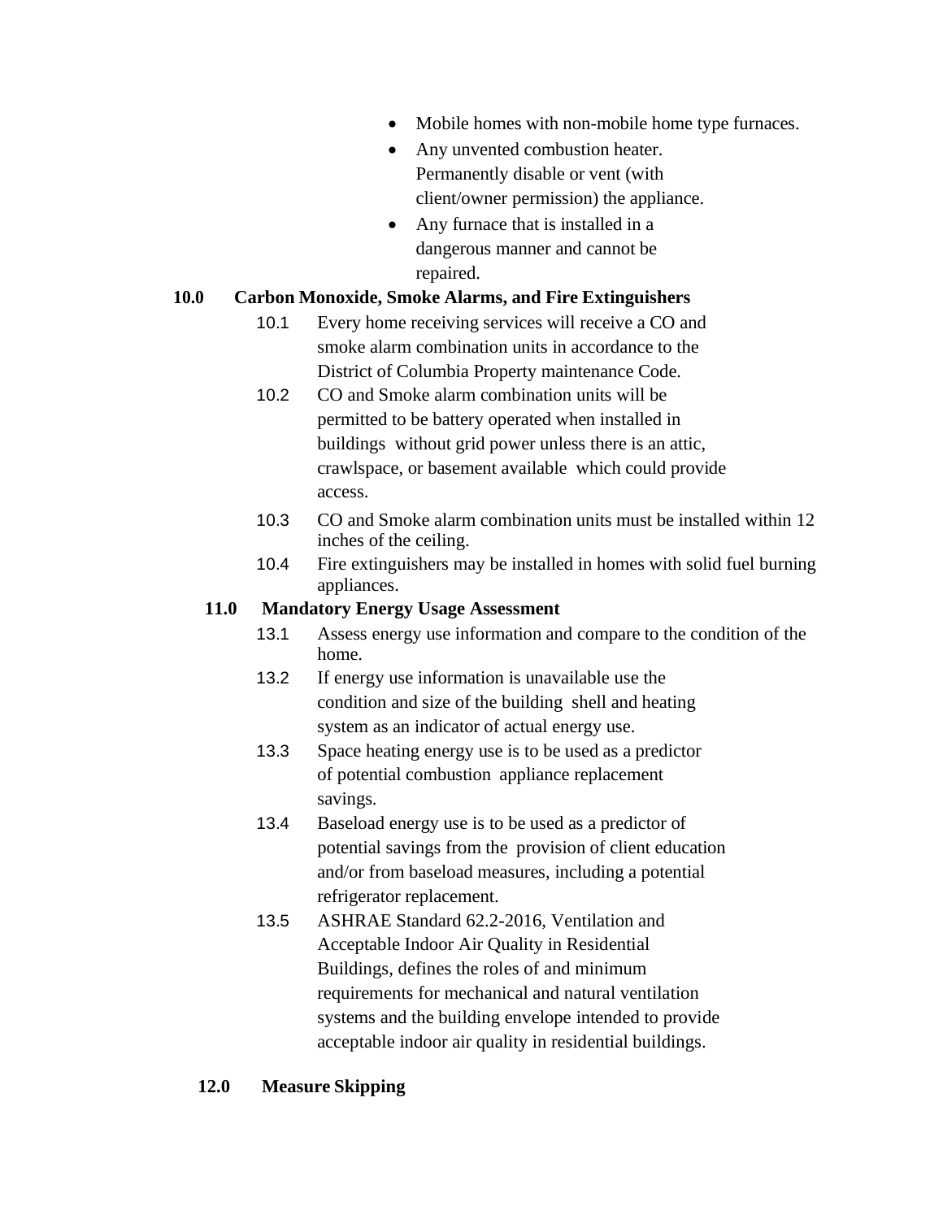- Mobile homes with non-mobile home type furnaces.
- Any unvented combustion heater. Permanently disable or vent (with client/owner permission) the appliance.
- Any furnace that is installed in a dangerous manner and cannot be repaired.

## 10.0 Carbon Monoxide, Smoke Alarms, and Fire Extinguishers

10.1 Every home receiving services will receive a CO and smoke alarm combination units in accordance to the District of Columbia Property maintenance Code.

10.2 CO and Smoke alarm combination units will be permitted to be battery operated when installed in buildings without grid power unless there is an attic, crawlspace, or basement available which could provide access.

10.3 CO and Smoke alarm combination units must be installed within 12 inches of the ceiling.

10.4 Fire extinguishers may be installed in homes with solid fuel burning appliances.

## 11.0 Mandatory Energy Usage Assessment

13.1 Assess energy use information and compare to the condition of the home.

13.2 If energy use information is unavailable use the condition and size of the building shell and heating system as an indicator of actual energy use.

13.3 Space heating energy use is to be used as a predictor of potential combustion appliance replacement savings.

13.4 Baseload energy use is to be used as a predictor of potential savings from the provision of client education and/or from baseload measures, including a potential refrigerator replacement.

13.5 ASHRAE Standard 62.2-2016, Ventilation and Acceptable Indoor Air Quality in Residential Buildings, defines the roles of and minimum requirements for mechanical and natural ventilation systems and the building envelope intended to provide acceptable indoor air quality in residential buildings.

## 12.0 Measure Skipping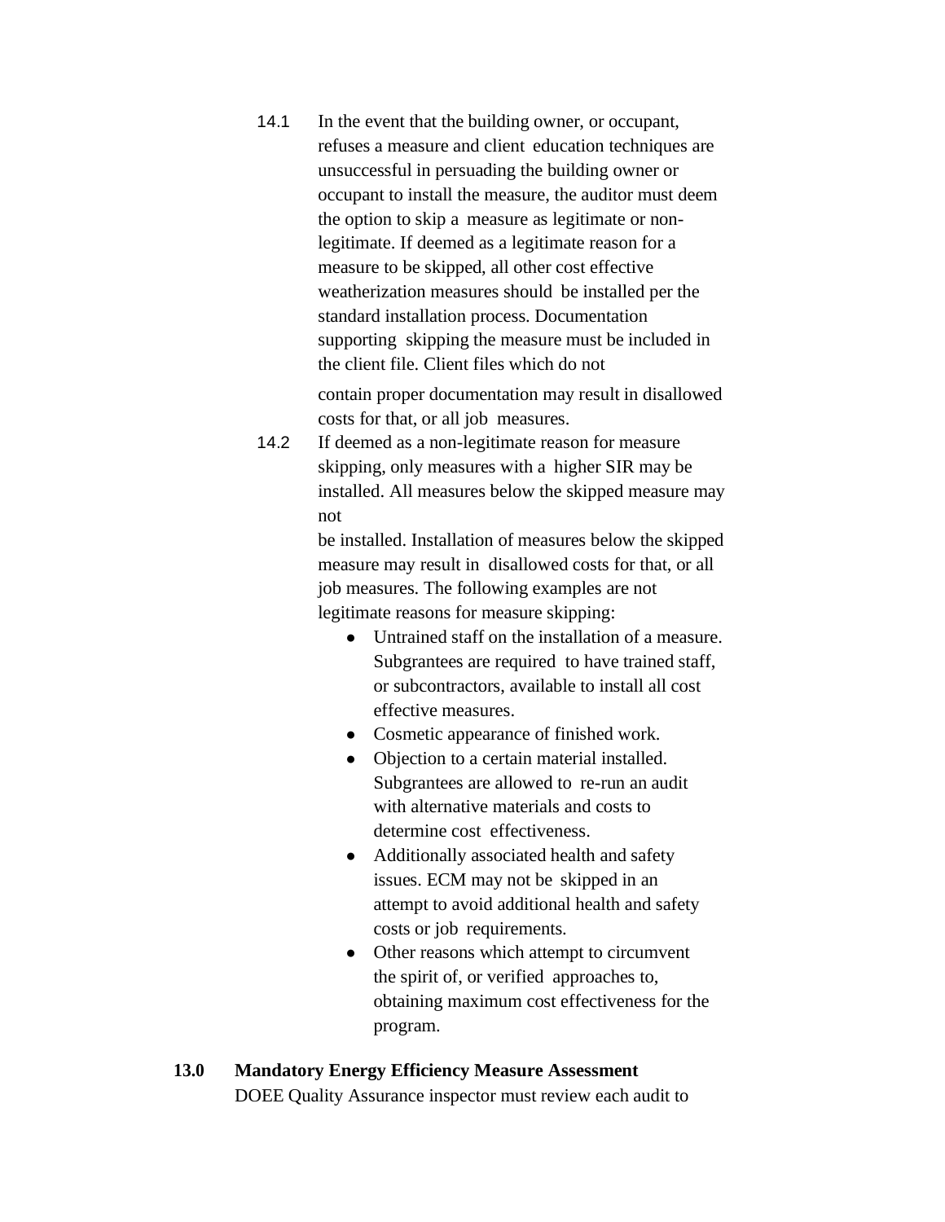14.1 In the event that the building owner, or occupant, refuses a measure and client education techniques are unsuccessful in persuading the building owner or occupant to install the measure, the auditor must deem the option to skip a measure as legitimate or non-legitimate. If deemed as a legitimate reason for a measure to be skipped, all other cost effective weatherization measures should be installed per the standard installation process. Documentation supporting skipping the measure must be included in the client file. Client files which do not contain proper documentation may result in disallowed costs for that, or all job measures.

14.2 If deemed as a non-legitimate reason for measure skipping, only measures with a higher SIR may be installed. All measures below the skipped measure may not be installed. Installation of measures below the skipped measure may result in disallowed costs for that, or all job measures. The following examples are not legitimate reasons for measure skipping:

- Untrained staff on the installation of a measure. Subgrantees are required to have trained staff, or subcontractors, available to install all cost effective measures.
- Cosmetic appearance of finished work.
- Objection to a certain material installed. Subgrantees are allowed to re-run an audit with alternative materials and costs to determine cost effectiveness.
- Additionally associated health and safety issues. ECM may not be skipped in an attempt to avoid additional health and safety costs or job requirements.
- Other reasons which attempt to circumvent the spirit of, or verified approaches to, obtaining maximum cost effectiveness for the program.

**13.0 Mandatory Energy Efficiency Measure Assessment**

DOEE Quality Assurance inspector must review each audit to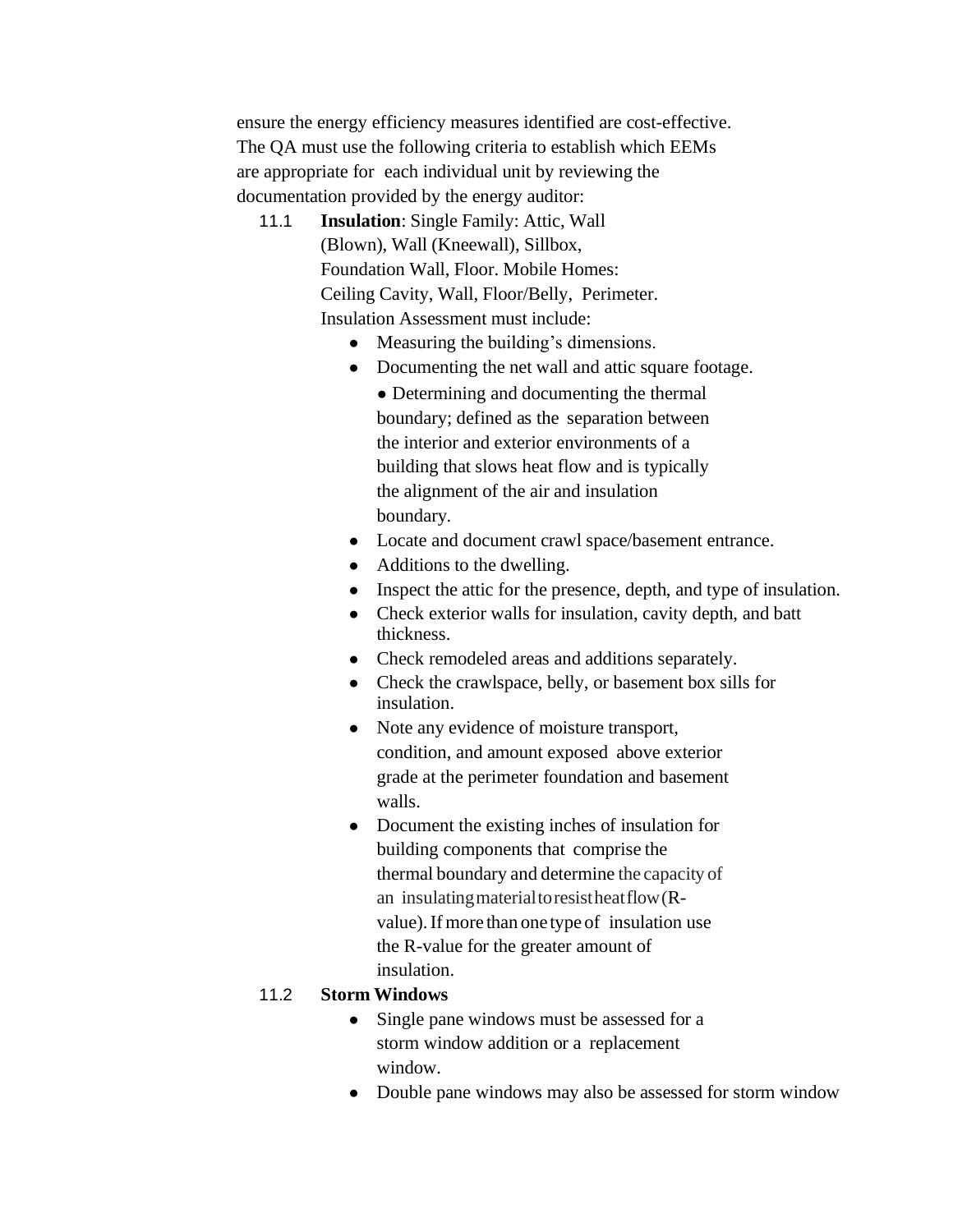ensure the energy efficiency measures identified are cost-effective. The QA must use the following criteria to establish which EEMs are appropriate for each individual unit by reviewing the documentation provided by the energy auditor:

11.1 **Insulation**: Single Family: Attic, Wall (Blown), Wall (Kneewall), Sillbox, Foundation Wall, Floor. Mobile Homes: Ceiling Cavity, Wall, Floor/Belly, Perimeter. Insulation Assessment must include:

- Measuring the building's dimensions.
- Documenting the net wall and attic square footage.
- Determining and documenting the thermal boundary; defined as the separation between the interior and exterior environments of a building that slows heat flow and is typically the alignment of the air and insulation boundary.
- Locate and document crawl space/basement entrance.
- Additions to the dwelling.
- Inspect the attic for the presence, depth, and type of insulation.
- Check exterior walls for insulation, cavity depth, and batt thickness.
- Check remodeled areas and additions separately.
- Check the crawlspace, belly, or basement box sills for insulation.
- Note any evidence of moisture transport, condition, and amount exposed above exterior grade at the perimeter foundation and basement walls.
- Document the existing inches of insulation for building components that comprise the thermal boundary and determine the capacity of an insulating material to resist heat flow (R-value). If more than one type of insulation use the R-value for the greater amount of insulation.

11.2 **Storm Windows**

- Single pane windows must be assessed for a storm window addition or a replacement window.
- Double pane windows may also be assessed for storm window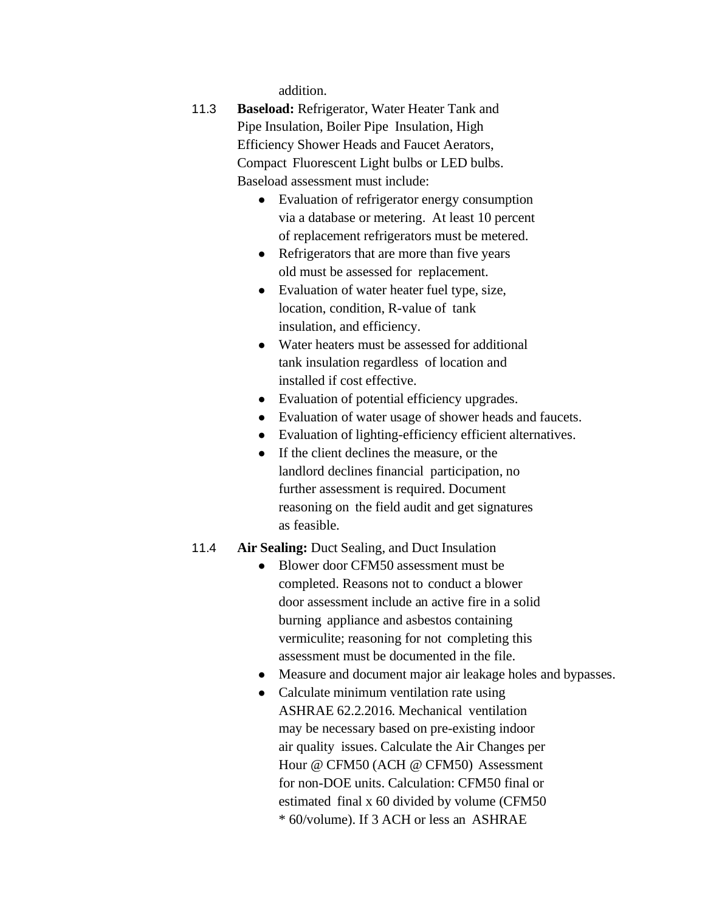addition.

11.3 **Baseload:** Refrigerator, Water Heater Tank and Pipe Insulation, Boiler Pipe Insulation, High Efficiency Shower Heads and Faucet Aerators, Compact Fluorescent Light bulbs or LED bulbs. Baseload assessment must include:

- Evaluation of refrigerator energy consumption via a database or metering. At least 10 percent of replacement refrigerators must be metered.
- Refrigerators that are more than five years old must be assessed for replacement.
- Evaluation of water heater fuel type, size, location, condition, R-value of tank insulation, and efficiency.
- Water heaters must be assessed for additional tank insulation regardless of location and installed if cost effective.
- Evaluation of potential efficiency upgrades.
- Evaluation of water usage of shower heads and faucets.
- Evaluation of lighting-efficiency efficient alternatives.
- If the client declines the measure, or the landlord declines financial participation, no further assessment is required. Document reasoning on the field audit and get signatures as feasible.

11.4 **Air Sealing:** Duct Sealing, and Duct Insulation

- Blower door CFM50 assessment must be completed. Reasons not to conduct a blower door assessment include an active fire in a solid burning appliance and asbestos containing vermiculite; reasoning for not completing this assessment must be documented in the file.
- Measure and document major air leakage holes and bypasses.
- Calculate minimum ventilation rate using ASHRAE 62.2.2016. Mechanical ventilation may be necessary based on pre-existing indoor air quality issues. Calculate the Air Changes per Hour @ CFM50 (ACH @ CFM50) Assessment for non-DOE units. Calculation: CFM50 final or estimated final x 60 divided by volume (CFM50 * 60/volume). If 3 ACH or less an ASHRAE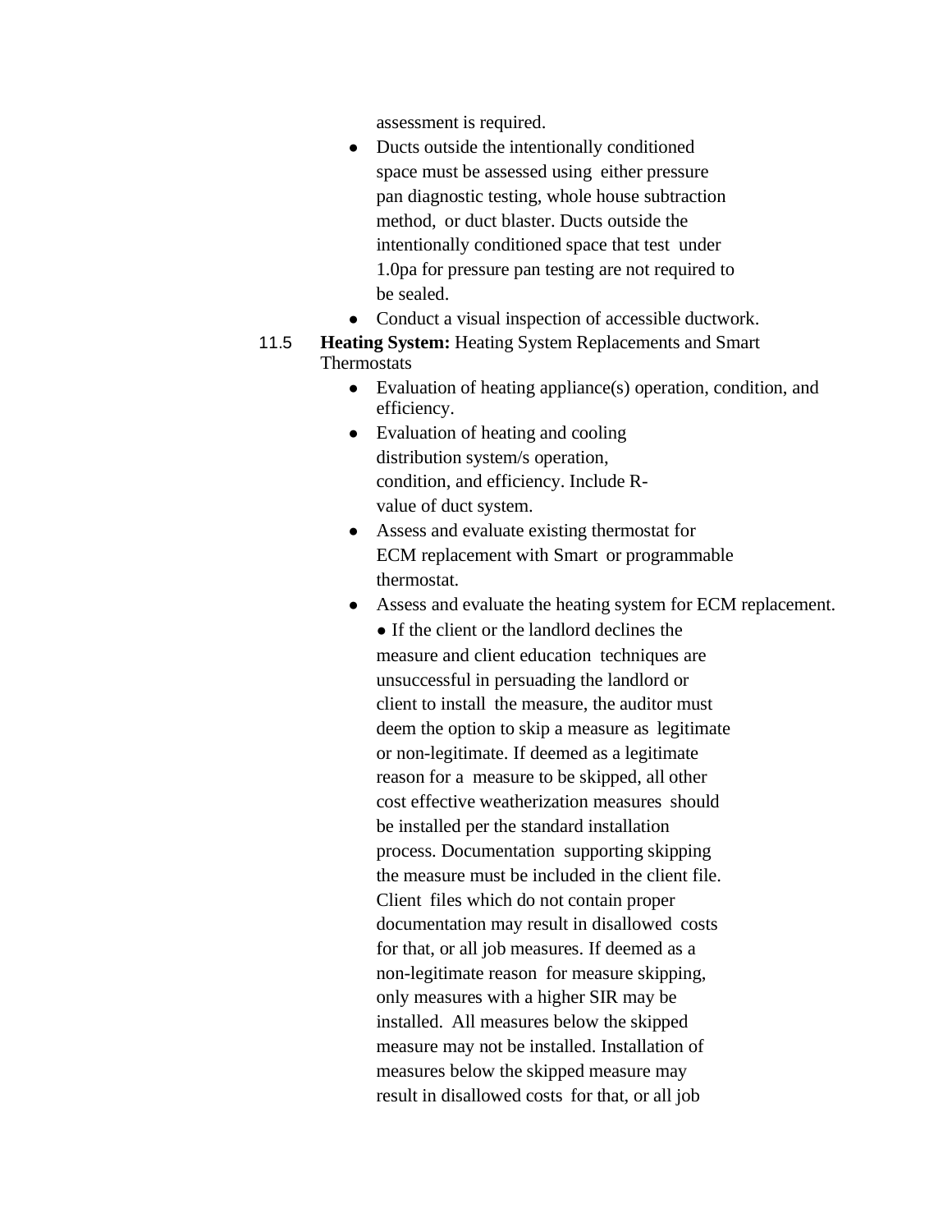assessment is required.

- Ducts outside the intentionally conditioned space must be assessed using either pressure pan diagnostic testing, whole house subtraction method, or duct blaster. Ducts outside the intentionally conditioned space that test under 1.0pa for pressure pan testing are not required to be sealed.
- Conduct a visual inspection of accessible ductwork.

11.5 **Heating System:** Heating System Replacements and Smart Thermostats

- Evaluation of heating appliance(s) operation, condition, and efficiency.
- Evaluation of heating and cooling distribution system/s operation, condition, and efficiency. Include R-value of duct system.
- Assess and evaluate existing thermostat for ECM replacement with Smart or programmable thermostat.
- Assess and evaluate the heating system for ECM replacement.
  - If the client or the landlord declines the measure and client education techniques are unsuccessful in persuading the landlord or client to install the measure, the auditor must deem the option to skip a measure as legitimate or non-legitimate. If deemed as a legitimate reason for a measure to be skipped, all other cost effective weatherization measures should be installed per the standard installation process. Documentation supporting skipping the measure must be included in the client file. Client files which do not contain proper documentation may result in disallowed costs for that, or all job measures. If deemed as a non-legitimate reason for measure skipping, only measures with a higher SIR may be installed. All measures below the skipped measure may not be installed. Installation of measures below the skipped measure may result in disallowed costs for that, or all job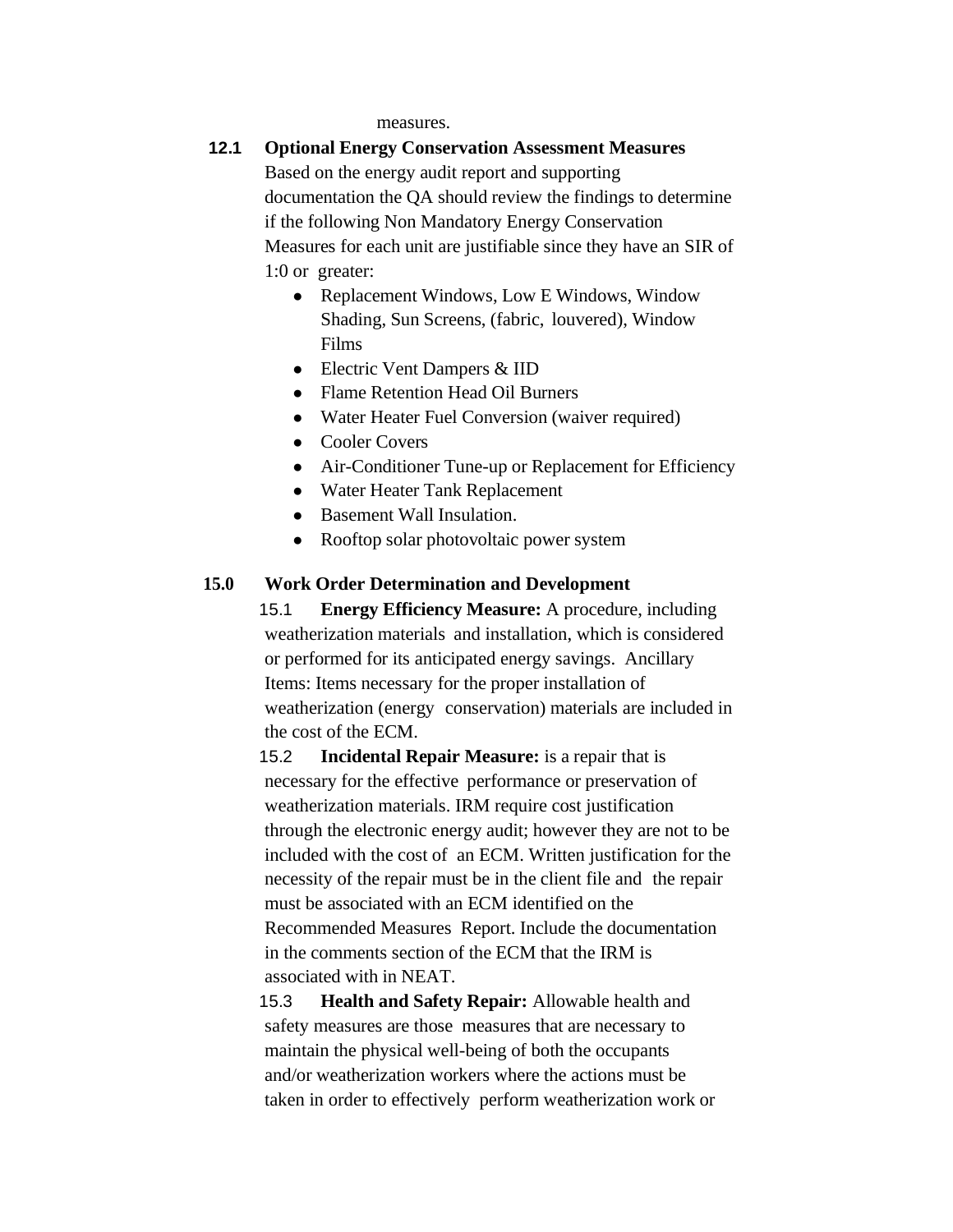measures.

**12.1 Optional Energy Conservation Assessment Measures**

Based on the energy audit report and supporting documentation the QA should review the findings to determine if the following Non Mandatory Energy Conservation Measures for each unit are justifiable since they have an SIR of 1:0 or greater:

- Replacement Windows, Low E Windows, Window Shading, Sun Screens, (fabric, louvered), Window Films
- Electric Vent Dampers & IID
- Flame Retention Head Oil Burners
- Water Heater Fuel Conversion (waiver required)
- Cooler Covers
- Air-Conditioner Tune-up or Replacement for Efficiency
- Water Heater Tank Replacement
- Basement Wall Insulation.
- Rooftop solar photovoltaic power system

**15.0 Work Order Determination and Development**

15.1 **Energy Efficiency Measure:** A procedure, including weatherization materials and installation, which is considered or performed for its anticipated energy savings. Ancillary Items: Items necessary for the proper installation of weatherization (energy conservation) materials are included in the cost of the ECM.

15.2 **Incidental Repair Measure:** is a repair that is necessary for the effective performance or preservation of weatherization materials. IRM require cost justification through the electronic energy audit; however they are not to be included with the cost of an ECM. Written justification for the necessity of the repair must be in the client file and the repair must be associated with an ECM identified on the Recommended Measures Report. Include the documentation in the comments section of the ECM that the IRM is associated with in NEAT.

15.3 **Health and Safety Repair:** Allowable health and safety measures are those measures that are necessary to maintain the physical well-being of both the occupants and/or weatherization workers where the actions must be taken in order to effectively perform weatherization work or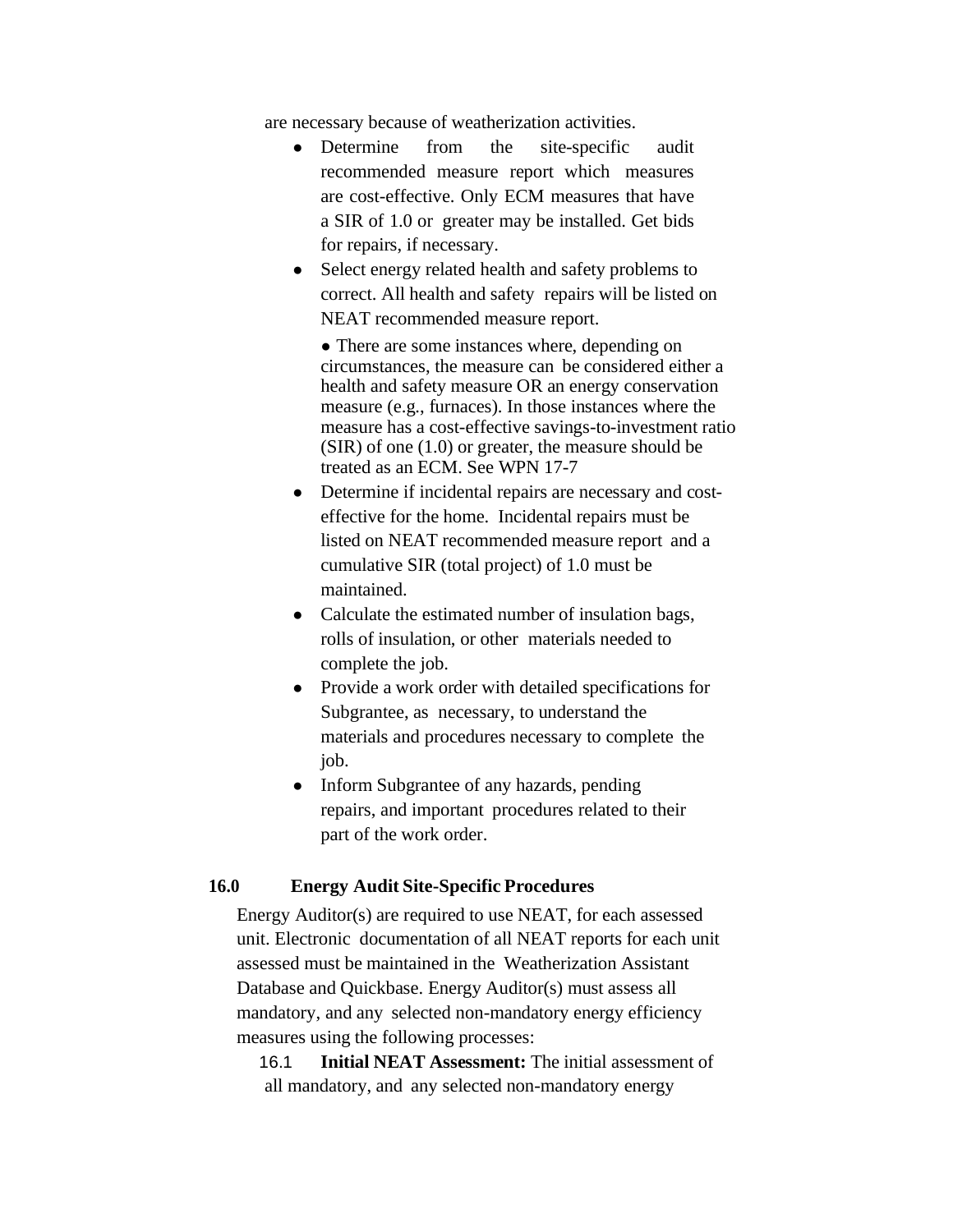are necessary because of weatherization activities.

- Determine from the site-specific audit recommended measure report which measures are cost-effective. Only ECM measures that have a SIR of 1.0 or greater may be installed. Get bids for repairs, if necessary.
- Select energy related health and safety problems to correct. All health and safety repairs will be listed on NEAT recommended measure report.
  - There are some instances where, depending on circumstances, the measure can be considered either a health and safety measure OR an energy conservation measure (e.g., furnaces). In those instances where the measure has a cost-effective savings-to-investment ratio (SIR) of one (1.0) or greater, the measure should be treated as an ECM. See WPN 17-7
- Determine if incidental repairs are necessary and cost-effective for the home. Incidental repairs must be listed on NEAT recommended measure report and a cumulative SIR (total project) of 1.0 must be maintained.
- Calculate the estimated number of insulation bags, rolls of insulation, or other materials needed to complete the job.
- Provide a work order with detailed specifications for Subgrantee, as necessary, to understand the materials and procedures necessary to complete the job.
- Inform Subgrantee of any hazards, pending repairs, and important procedures related to their part of the work order.

## 16.0 Energy Audit Site-Specific Procedures

Energy Auditor(s) are required to use NEAT, for each assessed unit. Electronic documentation of all NEAT reports for each unit assessed must be maintained in the Weatherization Assistant Database and Quickbase. Energy Auditor(s) must assess all mandatory, and any selected non-mandatory energy efficiency measures using the following processes:

16.1 **Initial NEAT Assessment:** The initial assessment of all mandatory, and any selected non-mandatory energy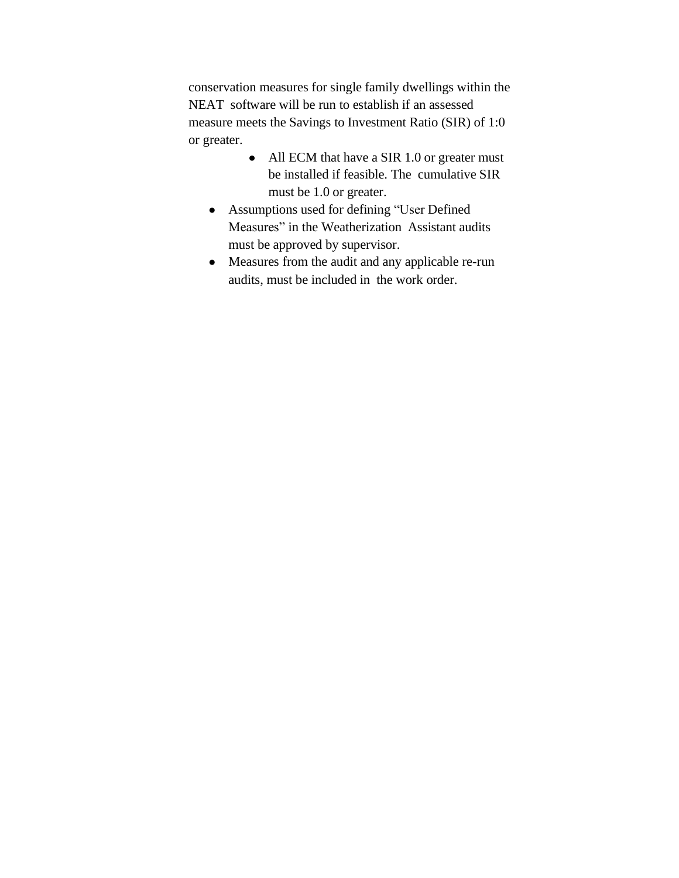conservation measures for single family dwellings within the NEAT software will be run to establish if an assessed measure meets the Savings to Investment Ratio (SIR) of 1:0 or greater.

    - All ECM that have a SIR 1.0 or greater must be installed if feasible. The cumulative SIR must be 1.0 or greater.

- Assumptions used for defining “User Defined Measures” in the Weatherization Assistant audits must be approved by supervisor.
- Measures from the audit and any applicable re-run audits, must be included in the work order.